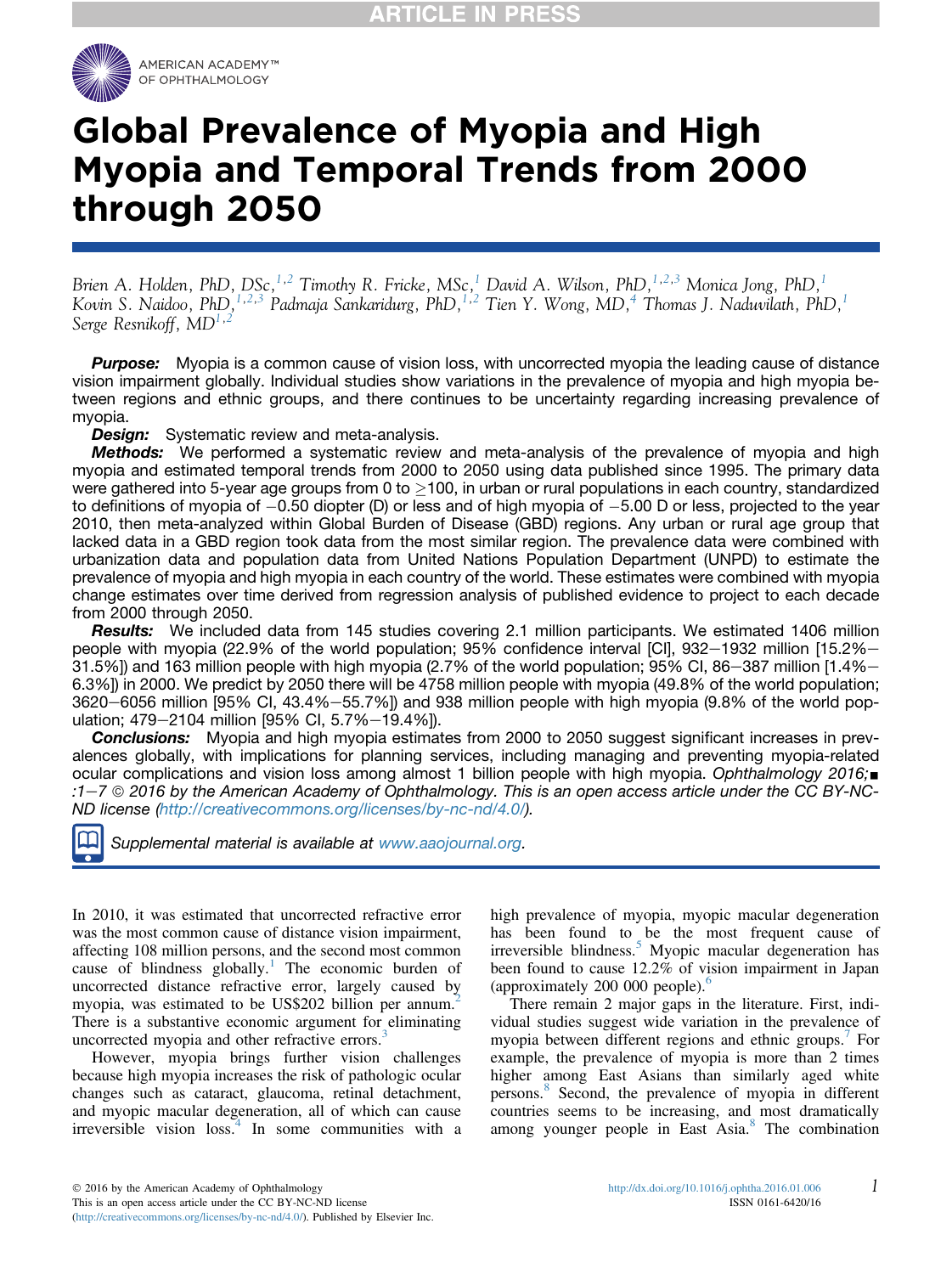# Global Prevalence of Myopia and High Myopia and Temporal Trends from 2000 through 2050

*Brien A. Holden, PhD, DSc,[1,2] Timothy R. Fricke, MSc,[1] David A. Wilson, PhD,[1,2,3] Monica Jong, PhD,[1] Kovin S. Naidoo, PhD,[1,2,3] Padmaja Sankaridurg, PhD,[1,2] Tien Y. Wong, MD,[4] Thomas J. Naduvilath, PhD,[1] Serge Resnikoff, MD[1,2]*

***Purpose:*** Myopia is a common cause of vision loss, with uncorrected myopia the leading cause of distance vision impairment globally. Individual studies show variations in the prevalence of myopia and high myopia between regions and ethnic groups, and there continues to be uncertainty regarding increasing prevalence of myopia.

***Design:*** Systematic review and meta-analysis.

***Methods:*** We performed a systematic review and meta-analysis of the prevalence of myopia and high myopia and estimated temporal trends from 2000 to 2050 using data published since 1995. The primary data were gathered into 5-year age groups from 0 to ≥100, in urban or rural populations in each country, standardized to definitions of myopia of −0.50 diopter (D) or less and of high myopia of −5.00 D or less, projected to the year 2010, then meta-analyzed within Global Burden of Disease (GBD) regions. Any urban or rural age group that lacked data in a GBD region took data from the most similar region. The prevalence data were combined with urbanization data and population data from United Nations Population Department (UNPD) to estimate the prevalence of myopia and high myopia in each country of the world. These estimates were combined with myopia change estimates over time derived from regression analysis of published evidence to project to each decade from 2000 through 2050.

***Results:*** We included data from 145 studies covering 2.1 million participants. We estimated 1406 million people with myopia (22.9% of the world population; 95% confidence interval [CI], 932−1932 million [15.2%−31.5%]) and 163 million people with high myopia (2.7% of the world population; 95% CI, 86−387 million [1.4%−6.3%]) in 2000. We predict by 2050 there will be 4758 million people with myopia (49.8% of the world population; 3620−6056 million [95% CI, 43.4%−55.7%]) and 938 million people with high myopia (9.8% of the world population; 479−2104 million [95% CI, 5.7%−19.4%]).

***Conclusions:*** Myopia and high myopia estimates from 2000 to 2050 suggest significant increases in prevalences globally, with implications for planning services, including managing and preventing myopia-related ocular complications and vision loss among almost 1 billion people with high myopia. *Ophthalmology 2016;■:1−7 © 2016 by the American Academy of Ophthalmology. This is an open access article under the CC BY-NC-ND license (http://creativecommons.org/licenses/by-nc-nd/4.0/).*

*Supplemental material is available at www.aaojournal.org.*

In 2010, it was estimated that uncorrected refractive error was the most common cause of distance vision impairment, affecting 108 million persons, and the second most common cause of blindness globally.[1] The economic burden of uncorrected distance refractive error, largely caused by myopia, was estimated to be US$202 billion per annum.[2] There is a substantive economic argument for eliminating uncorrected myopia and other refractive errors.[3]

However, myopia brings further vision challenges because high myopia increases the risk of pathologic ocular changes such as cataract, glaucoma, retinal detachment, and myopic macular degeneration, all of which can cause irreversible vision loss.[4] In some communities with a high prevalence of myopia, myopic macular degeneration has been found to be the most frequent cause of irreversible blindness.[5] Myopic macular degeneration has been found to cause 12.2% of vision impairment in Japan (approximately 200 000 people).[6]

There remain 2 major gaps in the literature. First, individual studies suggest wide variation in the prevalence of myopia between different regions and ethnic groups.[7] For example, the prevalence of myopia is more than 2 times higher among East Asians than similarly aged white persons.[8] Second, the prevalence of myopia in different countries seems to be increasing, and most dramatically among younger people in East Asia.[8] The combination

© 2016 by the American Academy of Ophthalmology
This is an open access article under the CC BY-NC-ND license (http://creativecommons.org/licenses/by-nc-nd/4.0/). Published by Elsevier Inc.

http://dx.doi.org/10.1016/j.ophtha.2016.01.006
ISSN 0161-6420/16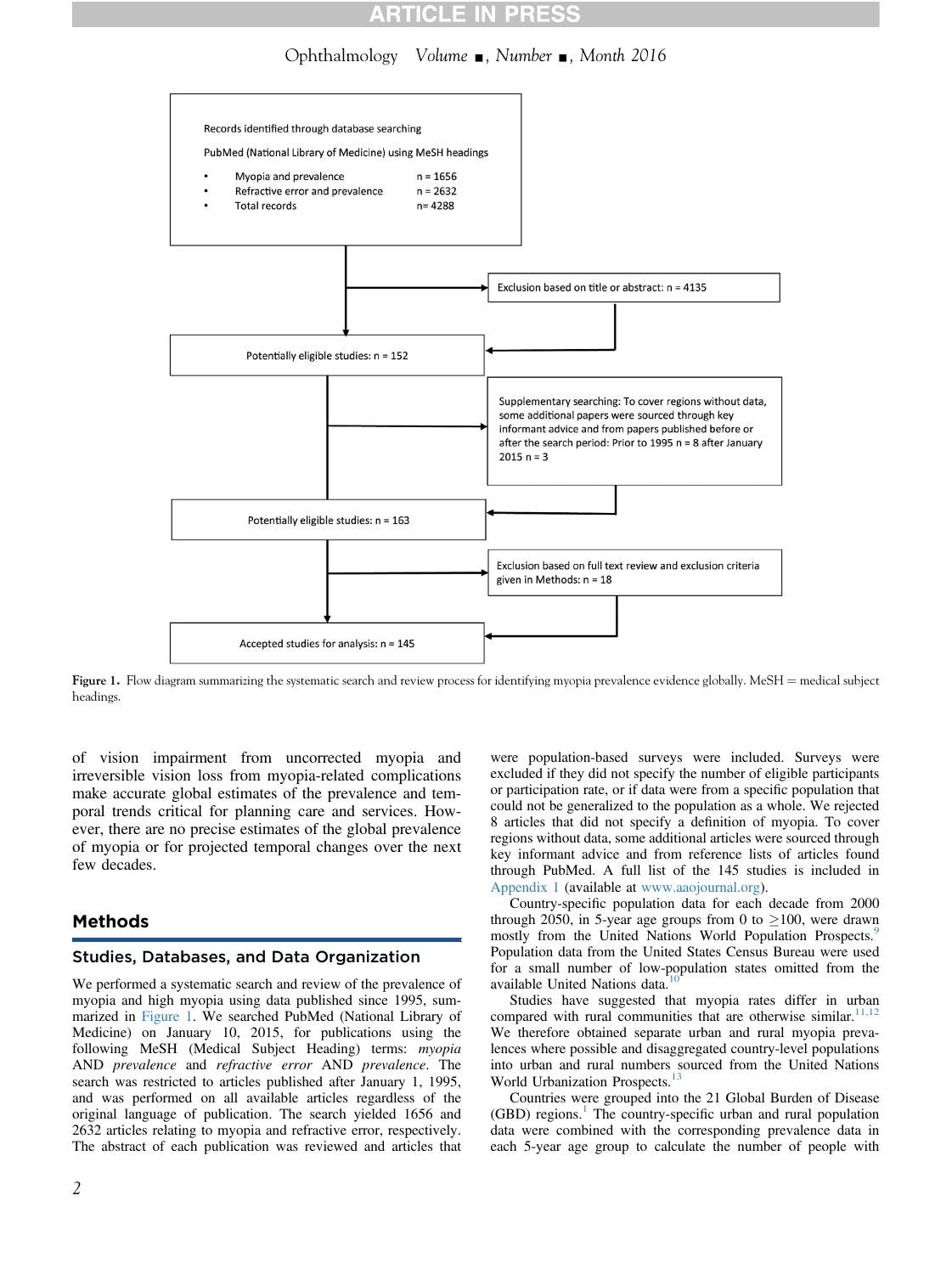Records identified through database searching

PubMed (National Library of Medicine) using MeSH headings

- Myopia and prevalence n = 1656
- Refractive error and prevalence n = 2632
- Total records n= 4288

Exclusion based on title or abstract: n = 4135

Potentially eligible studies: n = 152

Supplementary searching: To cover regions without data, some additional papers were sourced through key informant advice and from papers published before or after the search period: Prior to 1995 n = 8 after January 2015 n = 3

Potentially eligible studies: n = 163

Exclusion based on full text review and exclusion criteria given in Methods: n = 18

Accepted studies for analysis: n = 145

Figure 1. Flow diagram summarizing the systematic search and review process for identifying myopia prevalence evidence globally. MeSH = medical subject headings.

of vision impairment from uncorrected myopia and irreversible vision loss from myopia-related complications make accurate global estimates of the prevalence and temporal trends critical for planning care and services. However, there are no precise estimates of the global prevalence of myopia or for projected temporal changes over the next few decades.

## Methods

### Studies, Databases, and Data Organization

We performed a systematic search and review of the prevalence of myopia and high myopia using data published since 1995, summarized in Figure 1. We searched PubMed (National Library of Medicine) on January 10, 2015, for publications using the following MeSH (Medical Subject Heading) terms: *myopia* AND *prevalence* and *refractive error* AND *prevalence*. The search was restricted to articles published after January 1, 1995, and was performed on all available articles regardless of the original language of publication. The search yielded 1656 and 2632 articles relating to myopia and refractive error, respectively. The abstract of each publication was reviewed and articles that were population-based surveys were included. Surveys were excluded if they did not specify the number of eligible participants or participation rate, or if data were from a specific population that could not be generalized to the population as a whole. We rejected 8 articles that did not specify a definition of myopia. To cover regions without data, some additional articles were sourced through key informant advice and from reference lists of articles found through PubMed. A full list of the 145 studies is included in Appendix 1 (available at www.aaojournal.org).

Country-specific population data for each decade from 2000 through 2050, in 5-year age groups from 0 to ≥100, were drawn mostly from the United Nations World Population Prospects.[9] Population data from the United States Census Bureau were used for a small number of low-population states omitted from the available United Nations data.[10]

Studies have suggested that myopia rates differ in urban compared with rural communities that are otherwise similar.[11,12] We therefore obtained separate urban and rural myopia prevalences where possible and disaggregated country-level populations into urban and rural numbers sourced from the United Nations World Urbanization Prospects.[13]

Countries were grouped into the 21 Global Burden of Disease (GBD) regions.[1] The country-specific urban and rural population data were combined with the corresponding prevalence data in each 5-year age group to calculate the number of people with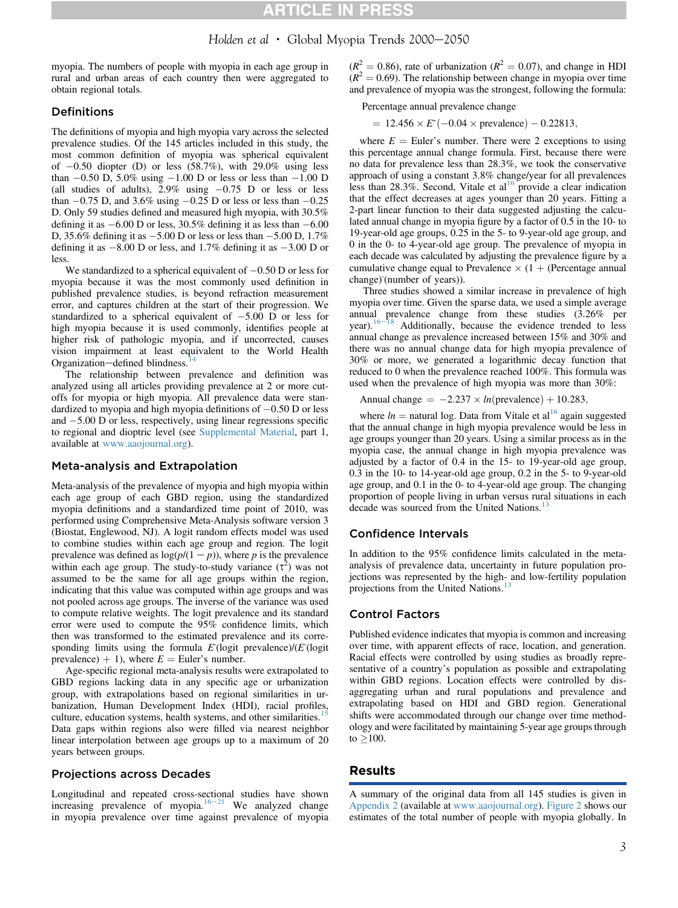myopia. The numbers of people with myopia in each age group in rural and urban areas of each country then were aggregated to obtain regional totals.

## Definitions

The definitions of myopia and high myopia vary across the selected prevalence studies. Of the 145 articles included in this study, the most common definition of myopia was spherical equivalent of −0.50 diopter (D) or less (58.7%), with 29.0% using less than −0.50 D, 5.0% using −1.00 D or less or less than −1.00 D (all studies of adults), 2.9% using −0.75 D or less or less than −0.75 D, and 3.6% using −0.25 D or less or less than −0.25 D. Only 59 studies defined and measured high myopia, with 30.5% defining it as −6.00 D or less, 30.5% defining it as less than −6.00 D, 35.6% defining it as −5.00 D or less or less than −5.00 D, 1.7% defining it as −8.00 D or less, and 1.7% defining it as −3.00 D or less.

We standardized to a spherical equivalent of −0.50 D or less for myopia because it was the most commonly used definition in published prevalence studies, is beyond refraction measurement error, and captures children at the start of their progression. We standardized to a spherical equivalent of −5.00 D or less for high myopia because it is used commonly, identifies people at higher risk of pathologic myopia, and if uncorrected, causes vision impairment at least equivalent to the World Health Organization−defined blindness.[14]

The relationship between prevalence and definition was analyzed using all articles providing prevalence at 2 or more cutoffs for myopia or high myopia. All prevalence data were standardized to myopia and high myopia definitions of −0.50 D or less and −5.00 D or less, respectively, using linear regressions specific to regional and dioptric level (see Supplemental Material, part 1, available at www.aaojournal.org).

## Meta-analysis and Extrapolation

Meta-analysis of the prevalence of myopia and high myopia within each age group of each GBD region, using the standardized myopia definitions and a standardized time point of 2010, was performed using Comprehensive Meta-Analysis software version 3 (Biostat, Englewood, NJ). A logit random effects model was used to combine studies within each age group and region. The logit prevalence was defined as $\log(p/(1-p))$, where $p$ is the prevalence within each age group. The study-to-study variance ($\tau^2$) was not assumed to be the same for all age groups within the region, indicating that this value was computed within age groups and was not pooled across age groups. The inverse of the variance was used to compute relative weights. The logit prevalence and its standard error were used to compute the 95% confidence limits, which then was transformed to the estimated prevalence and its corresponding limits using the formula $E\hat{}(\text{logit prevalence})/(E\hat{}(\text{logit prevalence}) + 1)$, where $E$ = Euler's number.

Age-specific regional meta-analysis results were extrapolated to GBD regions lacking data in any specific age or urbanization group, with extrapolations based on regional similarities in urbanization, Human Development Index (HDI), racial profiles, culture, education systems, health systems, and other similarities.[15] Data gaps within regions also were filled via nearest neighbor linear interpolation between age groups up to a maximum of 20 years between groups.

## Projections across Decades

Longitudinal and repeated cross-sectional studies have shown increasing prevalence of myopia.[16−21] We analyzed change in myopia prevalence over time against prevalence of myopia ($R^2 = 0.86$), rate of urbanization ($R^2 = 0.07$), and change in HDI ($R^2 = 0.69$). The relationship between change in myopia over time and prevalence of myopia was the strongest, following the formula:

$$\text{Percentage annual prevalence change} = 12.456 \times E\hat{}(-0.04 \times \text{prevalence}) - 0.22813,$$

where $E$ = Euler's number. There were 2 exceptions to using this percentage annual change formula. First, because there were no data for prevalence less than 28.3%, we took the conservative approach of using a constant 3.8% change/year for all prevalences less than 28.3%. Second, Vitale et al[16] provide a clear indication that the effect decreases at ages younger than 20 years. Fitting a 2-part linear function to their data suggested adjusting the calculated annual change in myopia figure by a factor of 0.5 in the 10- to 19-year-old age groups, 0.25 in the 5- to 9-year-old age group, and 0 in the 0- to 4-year-old age group. The prevalence of myopia in each decade was calculated by adjusting the prevalence figure by a cumulative change equal to Prevalence × (1 + (Percentage annual change)ˆ(number of years)).

Three studies showed a similar increase in prevalence of high myopia over time. Given the sparse data, we used a simple average annual prevalence change from these studies (3.26% per year).[16−18] Additionally, because the evidence trended to less annual change as prevalence increased between 15% and 30% and there was no annual change data for high myopia prevalence of 30% or more, we generated a logarithmic decay function that reduced to 0 when the prevalence reached 100%. This formula was used when the prevalence of high myopia was more than 30%:

$$\text{Annual change} = -2.237 \times \ln(\text{prevalence}) + 10.283,$$

where $\ln$ = natural log. Data from Vitale et al[16] again suggested that the annual change in high myopia prevalence would be less in age groups younger than 20 years. Using a similar process as in the myopia case, the annual change in high myopia prevalence was adjusted by a factor of 0.4 in the 15- to 19-year-old age group, 0.3 in the 10- to 14-year-old age group, 0.2 in the 5- to 9-year-old age group, and 0.1 in the 0- to 4-year-old age group. The changing proportion of people living in urban versus rural situations in each decade was sourced from the United Nations.[13]

## Confidence Intervals

In addition to the 95% confidence limits calculated in the meta-analysis of prevalence data, uncertainty in future population projections was represented by the high- and low-fertility population projections from the United Nations.[13]

## Control Factors

Published evidence indicates that myopia is common and increasing over time, with apparent effects of race, location, and generation. Racial effects were controlled by using studies as broadly representative of a country's population as possible and extrapolating within GBD regions. Location effects were controlled by disaggregating urban and rural populations and prevalence and extrapolating based on HDI and GBD region. Generational shifts were accommodated through our change over time methodology and were facilitated by maintaining 5-year age groups through to ≥100.

# Results

A summary of the original data from all 145 studies is given in Appendix 2 (available at www.aaojournal.org). Figure 2 shows our estimates of the total number of people with myopia globally. In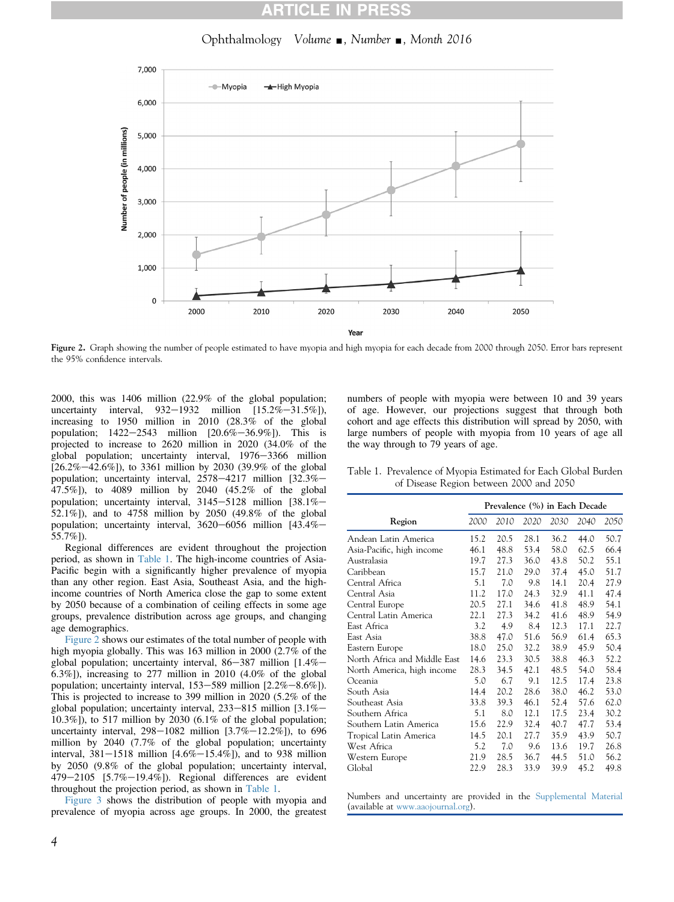Figure 2. Graph showing the number of people estimated to have myopia and high myopia for each decade from 2000 through 2050. Error bars represent the 95% confidence intervals.

2000, this was 1406 million (22.9% of the global population; uncertainty interval, 932−1932 million [15.2%−31.5%]), increasing to 1950 million in 2010 (28.3% of the global population; 1422−2543 million [20.6%−36.9%]). This is projected to increase to 2620 million in 2020 (34.0% of the global population; uncertainty interval, 1976−3366 million [26.2%−42.6%]), to 3361 million by 2030 (39.9% of the global population; uncertainty interval, 2578−4217 million [32.3%−47.5%]), to 4089 million by 2040 (45.2% of the global population; uncertainty interval, 3145−5128 million [38.1%−52.1%]), and to 4758 million by 2050 (49.8% of the global population; uncertainty interval, 3620−6056 million [43.4%−55.7%]).

Regional differences are evident throughout the projection period, as shown in Table 1. The high-income countries of Asia-Pacific begin with a significantly higher prevalence of myopia than any other region. East Asia, Southeast Asia, and the high-income countries of North America close the gap to some extent by 2050 because of a combination of ceiling effects in some age groups, prevalence distribution across age groups, and changing age demographics.

Figure 2 shows our estimates of the total number of people with high myopia globally. This was 163 million in 2000 (2.7% of the global population; uncertainty interval, 86−387 million [1.4%−6.3%]), increasing to 277 million in 2010 (4.0% of the global population; uncertainty interval, 153−589 million [2.2%−8.6%]). This is projected to increase to 399 million in 2020 (5.2% of the global population; uncertainty interval, 233−815 million [3.1%−10.3%]), to 517 million by 2030 (6.1% of the global population; uncertainty interval, 298−1082 million [3.7%−12.2%]), to 696 million by 2040 (7.7% of the global population; uncertainty interval, 381−1518 million [4.6%−15.4%]), and to 938 million by 2050 (9.8% of the global population; uncertainty interval, 479−2105 [5.7%−19.4%]). Regional differences are evident throughout the projection period, as shown in Table 1.

Figure 3 shows the distribution of people with myopia and prevalence of myopia across age groups. In 2000, the greatest numbers of people with myopia were between 10 and 39 years of age. However, our projections suggest that through both cohort and age effects this distribution will spread by 2050, with large numbers of people with myopia from 10 years of age all the way through to 79 years of age.

Table 1. Prevalence of Myopia Estimated for Each Global Burden of Disease Region between 2000 and 2050

| Region | Prevalence (%) in Each Decade | | | | | |
|---|---|---|---|---|---|---|
| | 2000 | 2010 | 2020 | 2030 | 2040 | 2050 |
| Andean Latin America | 15.2 | 20.5 | 28.1 | 36.2 | 44.0 | 50.7 |
| Asia-Pacific, high income | 46.1 | 48.8 | 53.4 | 58.0 | 62.5 | 66.4 |
| Australasia | 19.7 | 27.3 | 36.0 | 43.8 | 50.2 | 55.1 |
| Caribbean | 15.7 | 21.0 | 29.0 | 37.4 | 45.0 | 51.7 |
| Central Africa | 5.1 | 7.0 | 9.8 | 14.1 | 20.4 | 27.9 |
| Central Asia | 11.2 | 17.0 | 24.3 | 32.9 | 41.1 | 47.4 |
| Central Europe | 20.5 | 27.1 | 34.6 | 41.8 | 48.9 | 54.1 |
| Central Latin America | 22.1 | 27.3 | 34.2 | 41.6 | 48.9 | 54.9 |
| East Africa | 3.2 | 4.9 | 8.4 | 12.3 | 17.1 | 22.7 |
| East Asia | 38.8 | 47.0 | 51.6 | 56.9 | 61.4 | 65.3 |
| Eastern Europe | 18.0 | 25.0 | 32.2 | 38.9 | 45.9 | 50.4 |
| North Africa and Middle East | 14.6 | 23.3 | 30.5 | 38.8 | 46.3 | 52.2 |
| North America, high income | 28.3 | 34.5 | 42.1 | 48.5 | 54.0 | 58.4 |
| Oceania | 5.0 | 6.7 | 9.1 | 12.5 | 17.4 | 23.8 |
| South Asia | 14.4 | 20.2 | 28.6 | 38.0 | 46.2 | 53.0 |
| Southeast Asia | 33.8 | 39.3 | 46.1 | 52.4 | 57.6 | 62.0 |
| Southern Africa | 5.1 | 8.0 | 12.1 | 17.5 | 23.4 | 30.2 |
| Southern Latin America | 15.6 | 22.9 | 32.4 | 40.7 | 47.7 | 53.4 |
| Tropical Latin America | 14.5 | 20.1 | 27.7 | 35.9 | 43.9 | 50.7 |
| West Africa | 5.2 | 7.0 | 9.6 | 13.6 | 19.7 | 26.8 |
| Western Europe | 21.9 | 28.5 | 36.7 | 44.5 | 51.0 | 56.2 |
| Global | 22.9 | 28.3 | 33.9 | 39.9 | 45.2 | 49.8 |

Numbers and uncertainty are provided in the Supplemental Material (available at www.aaojournal.org).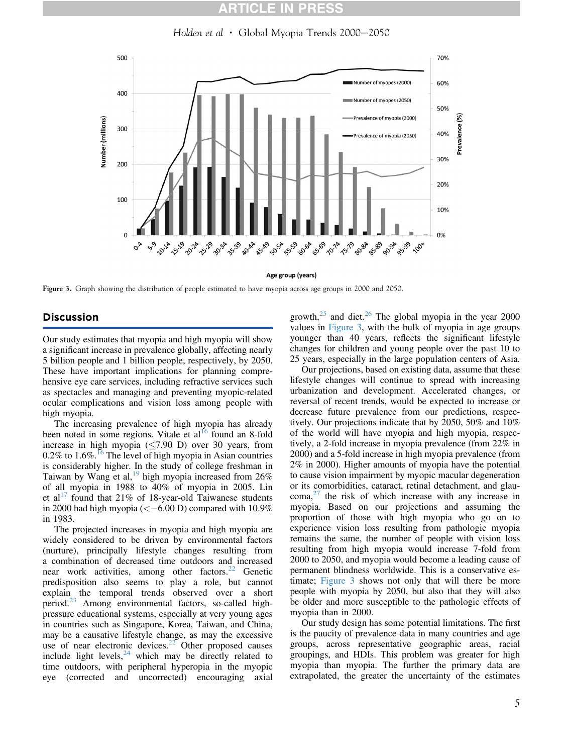Figure 3. Graph showing the distribution of people estimated to have myopia across age groups in 2000 and 2050.

## Discussion

Our study estimates that myopia and high myopia will show a significant increase in prevalence globally, affecting nearly 5 billion people and 1 billion people, respectively, by 2050. These have important implications for planning comprehensive eye care services, including refractive services such as spectacles and managing and preventing myopic-related ocular complications and vision loss among people with high myopia.

The increasing prevalence of high myopia has already been noted in some regions. Vitale et al[16] found an 8-fold increase in high myopia (≤7.90 D) over 30 years, from 0.2% to 1.6%.[16] The level of high myopia in Asian countries is considerably higher. In the study of college freshman in Taiwan by Wang et al,[19] high myopia increased from 26% of all myopia in 1988 to 40% of myopia in 2005. Lin et al[17] found that 21% of 18-year-old Taiwanese students in 2000 had high myopia (<−6.00 D) compared with 10.9% in 1983.

The projected increases in myopia and high myopia are widely considered to be driven by environmental factors (nurture), principally lifestyle changes resulting from a combination of decreased time outdoors and increased near work activities, among other factors.[22] Genetic predisposition also seems to play a role, but cannot explain the temporal trends observed over a short period.[23] Among environmental factors, so-called high-pressure educational systems, especially at very young ages in countries such as Singapore, Korea, Taiwan, and China, may be a causative lifestyle change, as may the excessive use of near electronic devices.[22] Other proposed causes include light levels,[24] which may be directly related to time outdoors, with peripheral hyperopia in the myopic eye (corrected and uncorrected) encouraging axial growth,[25] and diet.[26] The global myopia in the year 2000 values in Figure 3, with the bulk of myopia in age groups younger than 40 years, reflects the significant lifestyle changes for children and young people over the past 10 to 25 years, especially in the large population centers of Asia.

Our projections, based on existing data, assume that these lifestyle changes will continue to spread with increasing urbanization and development. Accelerated changes, or reversal of recent trends, would be expected to increase or decrease future prevalence from our predictions, respectively. Our projections indicate that by 2050, 50% and 10% of the world will have myopia and high myopia, respectively, a 2-fold increase in myopia prevalence (from 22% in 2000) and a 5-fold increase in high myopia prevalence (from 2% in 2000). Higher amounts of myopia have the potential to cause vision impairment by myopic macular degeneration or its comorbidities, cataract, retinal detachment, and glaucoma,[27] the risk of which increase with any increase in myopia. Based on our projections and assuming the proportion of those with high myopia who go on to experience vision loss resulting from pathologic myopia remains the same, the number of people with vision loss resulting from high myopia would increase 7-fold from 2000 to 2050, and myopia would become a leading cause of permanent blindness worldwide. This is a conservative estimate; Figure 3 shows not only that will there be more people with myopia by 2050, but also that they will also be older and more susceptible to the pathologic effects of myopia than in 2000.

Our study design has some potential limitations. The first is the paucity of prevalence data in many countries and age groups, across representative geographic areas, racial groupings, and HDIs. This problem was greater for high myopia than myopia. The further the primary data are extrapolated, the greater the uncertainty of the estimates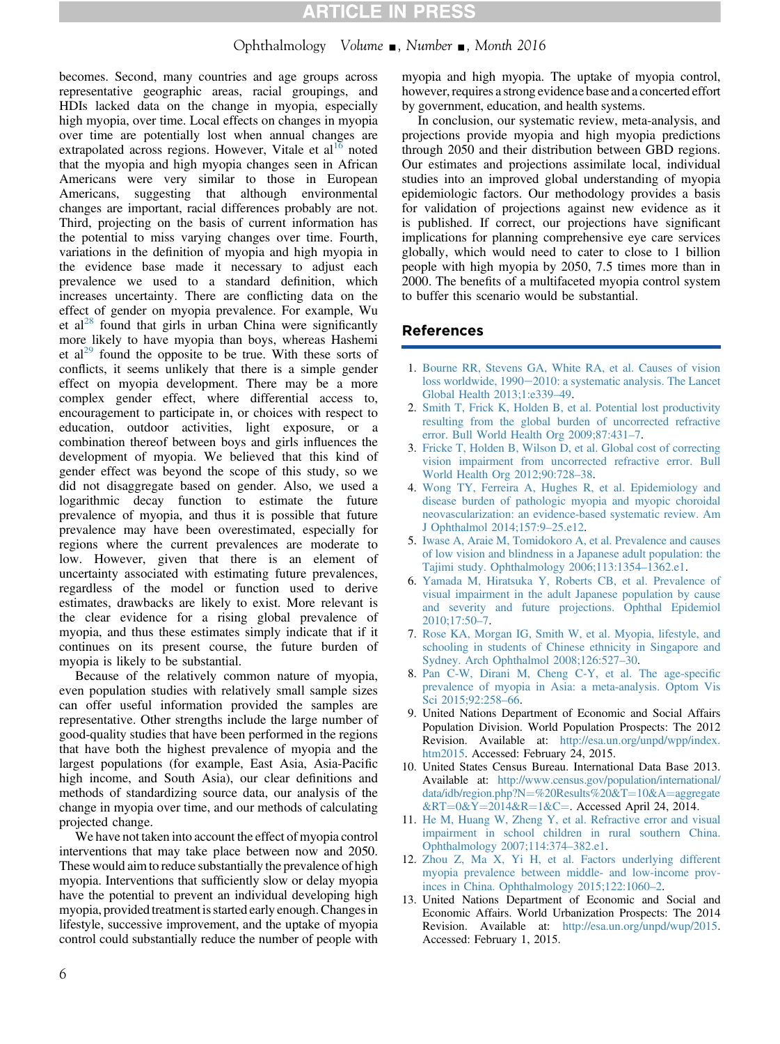becomes. Second, many countries and age groups across representative geographic areas, racial groupings, and HDIs lacked data on the change in myopia, especially high myopia, over time. Local effects on changes in myopia over time are potentially lost when annual changes are extrapolated across regions. However, Vitale et al[16] noted that the myopia and high myopia changes seen in African Americans were very similar to those in European Americans, suggesting that although environmental changes are important, racial differences probably are not. Third, projecting on the basis of current information has the potential to miss varying changes over time. Fourth, variations in the definition of myopia and high myopia in the evidence base made it necessary to adjust each prevalence we used to a standard definition, which increases uncertainty. There are conflicting data on the effect of gender on myopia prevalence. For example, Wu et al[28] found that girls in urban China were significantly more likely to have myopia than boys, whereas Hashemi et al[29] found the opposite to be true. With these sorts of conflicts, it seems unlikely that there is a simple gender effect on myopia development. There may be a more complex gender effect, where differential access to, encouragement to participate in, or choices with respect to education, outdoor activities, light exposure, or a combination thereof between boys and girls influences the development of myopia. We believed that this kind of gender effect was beyond the scope of this study, so we did not disaggregate based on gender. Also, we used a logarithmic decay function to estimate the future prevalence of myopia, and thus it is possible that future prevalence may have been overestimated, especially for regions where the current prevalences are moderate to low. However, given that there is an element of uncertainty associated with estimating future prevalences, regardless of the model or function used to derive estimates, drawbacks are likely to exist. More relevant is the clear evidence for a rising global prevalence of myopia, and thus these estimates simply indicate that if it continues on its present course, the future burden of myopia is likely to be substantial.

Because of the relatively common nature of myopia, even population studies with relatively small sample sizes can offer useful information provided the samples are representative. Other strengths include the large number of good-quality studies that have been performed in the regions that have both the highest prevalence of myopia and the largest populations (for example, East Asia, Asia-Pacific high income, and South Asia), our clear definitions and methods of standardizing source data, our analysis of the change in myopia over time, and our methods of calculating projected change.

We have not taken into account the effect of myopia control interventions that may take place between now and 2050. These would aim to reduce substantially the prevalence of high myopia. Interventions that sufficiently slow or delay myopia have the potential to prevent an individual developing high myopia, provided treatment is started early enough. Changes in lifestyle, successive improvement, and the uptake of myopia control could substantially reduce the number of people with myopia and high myopia. The uptake of myopia control, however, requires a strong evidence base and a concerted effort by government, education, and health systems.

In conclusion, our systematic review, meta-analysis, and projections provide myopia and high myopia predictions through 2050 and their distribution between GBD regions. Our estimates and projections assimilate local, individual studies into an improved global understanding of myopia epidemiologic factors. Our methodology provides a basis for validation of projections against new evidence as it is published. If correct, our projections have significant implications for planning comprehensive eye care services globally, which would need to cater to close to 1 billion people with high myopia by 2050, 7.5 times more than in 2000. The benefits of a multifaceted myopia control system to buffer this scenario would be substantial.

## References

1. Bourne RR, Stevens GA, White RA, et al. Causes of vision loss worldwide, 1990–2010: a systematic analysis. The Lancet Global Health 2013;1:e339–49.
2. Smith T, Frick K, Holden B, et al. Potential lost productivity resulting from the global burden of uncorrected refractive error. Bull World Health Org 2009;87:431–7.
3. Fricke T, Holden B, Wilson D, et al. Global cost of correcting vision impairment from uncorrected refractive error. Bull World Health Org 2012;90:728–38.
4. Wong TY, Ferreira A, Hughes R, et al. Epidemiology and disease burden of pathologic myopia and myopic choroidal neovascularization: an evidence-based systematic review. Am J Ophthalmol 2014;157:9–25.e12.
5. Iwase A, Araie M, Tomidokoro A, et al. Prevalence and causes of low vision and blindness in a Japanese adult population: the Tajimi study. Ophthalmology 2006;113:1354–1362.e1.
6. Yamada M, Hiratsuka Y, Roberts CB, et al. Prevalence of visual impairment in the adult Japanese population by cause and severity and future projections. Ophthal Epidemiol 2010;17:50–7.
7. Rose KA, Morgan IG, Smith W, et al. Myopia, lifestyle, and schooling in students of Chinese ethnicity in Singapore and Sydney. Arch Ophthalmol 2008;126:527–30.
8. Pan C-W, Dirani M, Cheng C-Y, et al. The age-specific prevalence of myopia in Asia: a meta-analysis. Optom Vis Sci 2015;92:258–66.
9. United Nations Department of Economic and Social Affairs Population Division. World Population Prospects: The 2012 Revision. Available at: http://esa.un.org/unpd/wpp/index.htm2015. Accessed: February 24, 2015.
10. United States Census Bureau. International Data Base 2013. Available at: http://www.census.gov/population/international/data/idb/region.php?N=%20Results%20&T=10&A=aggregate&RT=0&Y=2014&R=1&C=. Accessed April 24, 2014.
11. He M, Huang W, Zheng Y, et al. Refractive error and visual impairment in school children in rural southern China. Ophthalmology 2007;114:374–382.e1.
12. Zhou Z, Ma X, Yi H, et al. Factors underlying different myopia prevalence between middle- and low-income provinces in China. Ophthalmology 2015;122:1060–2.
13. United Nations Department of Economic and Social and Economic Affairs. World Urbanization Prospects: The 2014 Revision. Available at: http://esa.un.org/unpd/wup/2015. Accessed: February 1, 2015.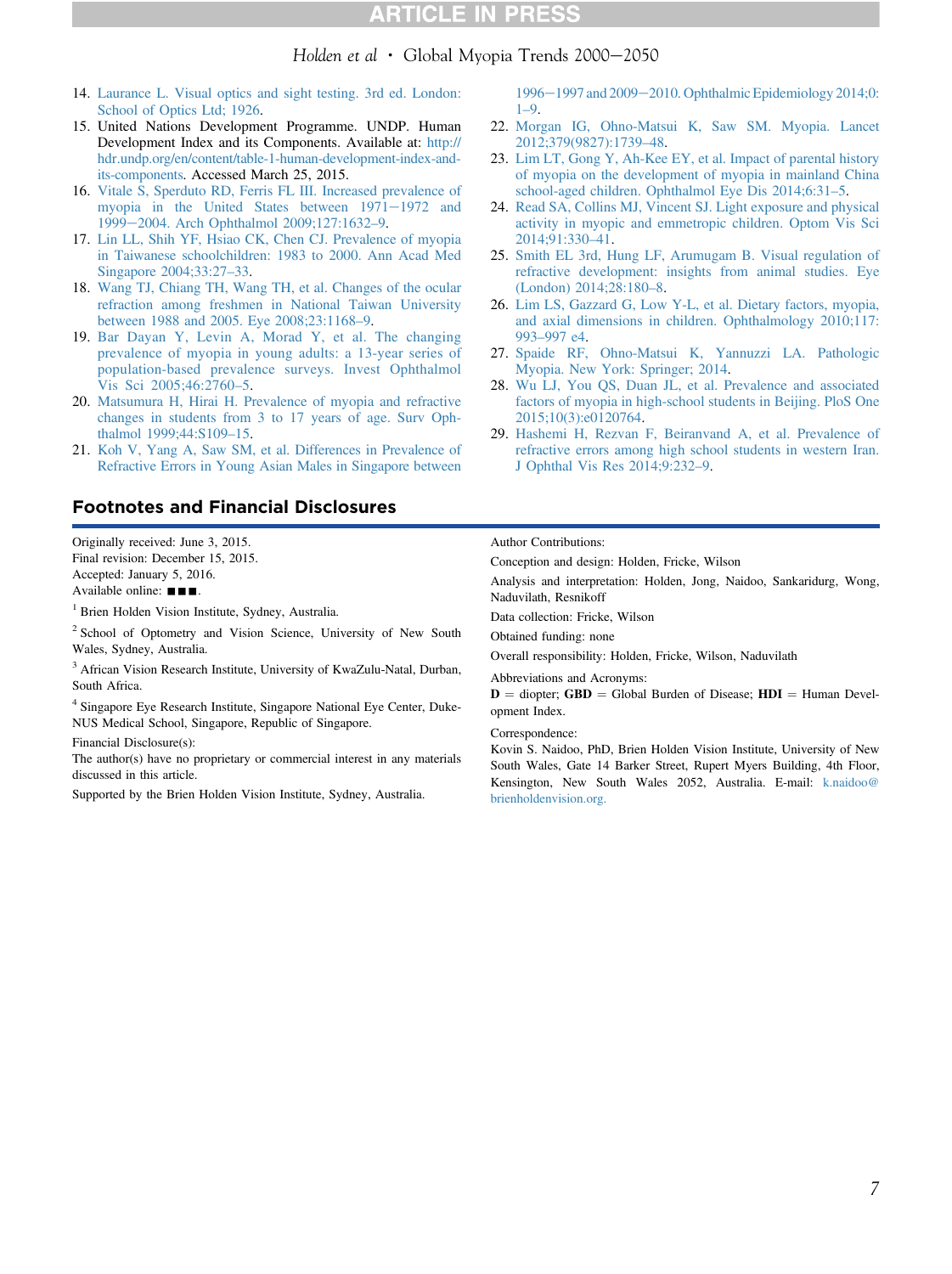14. Laurance L. Visual optics and sight testing. 3rd ed. London: School of Optics Ltd; 1926.
15. United Nations Development Programme. UNDP. Human Development Index and its Components. Available at: http://hdr.undp.org/en/content/table-1-human-development-index-and-its-components. Accessed March 25, 2015.
16. Vitale S, Sperduto RD, Ferris FL III. Increased prevalence of myopia in the United States between 1971–1972 and 1999–2004. Arch Ophthalmol 2009;127:1632–9.
17. Lin LL, Shih YF, Hsiao CK, Chen CJ. Prevalence of myopia in Taiwanese schoolchildren: 1983 to 2000. Ann Acad Med Singapore 2004;33:27–33.
18. Wang TJ, Chiang TH, Wang TH, et al. Changes of the ocular refraction among freshmen in National Taiwan University between 1988 and 2005. Eye 2008;23:1168–9.
19. Bar Dayan Y, Levin A, Morad Y, et al. The changing prevalence of myopia in young adults: a 13-year series of population-based prevalence surveys. Invest Ophthalmol Vis Sci 2005;46:2760–5.
20. Matsumura H, Hirai H. Prevalence of myopia and refractive changes in students from 3 to 17 years of age. Surv Ophthalmol 1999;44:S109–15.
21. Koh V, Yang A, Saw SM, et al. Differences in Prevalence of Refractive Errors in Young Asian Males in Singapore between 1996–1997 and 2009–2010. Ophthalmic Epidemiology 2014;0:1–9.
22. Morgan IG, Ohno-Matsui K, Saw SM. Myopia. Lancet 2012;379(9827):1739–48.
23. Lim LT, Gong Y, Ah-Kee EY, et al. Impact of parental history of myopia on the development of myopia in mainland China school-aged children. Ophthalmol Eye Dis 2014;6:31–5.
24. Read SA, Collins MJ, Vincent SJ. Light exposure and physical activity in myopic and emmetropic children. Optom Vis Sci 2014;91:330–41.
25. Smith EL 3rd, Hung LF, Arumugam B. Visual regulation of refractive development: insights from animal studies. Eye (London) 2014;28:180–8.
26. Lim LS, Gazzard G, Low Y-L, et al. Dietary factors, myopia, and axial dimensions in children. Ophthalmology 2010;117:993–997 e4.
27. Spaide RF, Ohno-Matsui K, Yannuzzi LA. Pathologic Myopia. New York: Springer; 2014.
28. Wu LJ, You QS, Duan JL, et al. Prevalence and associated factors of myopia in high-school students in Beijing. PloS One 2015;10(3):e0120764.
29. Hashemi H, Rezvan F, Beiranvand A, et al. Prevalence of refractive errors among high school students in western Iran. J Ophthal Vis Res 2014;9:232–9.

## Footnotes and Financial Disclosures

Originally received: June 3, 2015.
Final revision: December 15, 2015.
Accepted: January 5, 2016.
Available online: ■■■.

[1] Brien Holden Vision Institute, Sydney, Australia.

[2] School of Optometry and Vision Science, University of New South Wales, Sydney, Australia.

[3] African Vision Research Institute, University of KwaZulu-Natal, Durban, South Africa.

[4] Singapore Eye Research Institute, Singapore National Eye Center, Duke-NUS Medical School, Singapore, Republic of Singapore.

Financial Disclosure(s):
The author(s) have no proprietary or commercial interest in any materials discussed in this article.

Supported by the Brien Holden Vision Institute, Sydney, Australia.

Author Contributions:

Conception and design: Holden, Fricke, Wilson

Analysis and interpretation: Holden, Jong, Naidoo, Sankaridurg, Wong, Naduvilath, Resnikoff

Data collection: Fricke, Wilson

Obtained funding: none

Overall responsibility: Holden, Fricke, Wilson, Naduvilath

Abbreviations and Acronyms:
**D** = diopter; **GBD** = Global Burden of Disease; **HDI** = Human Development Index.

Correspondence:
Kovin S. Naidoo, PhD, Brien Holden Vision Institute, University of New South Wales, Gate 14 Barker Street, Rupert Myers Building, 4th Floor, Kensington, New South Wales 2052, Australia. E-mail: k.naidoo@brienholdenvision.org.